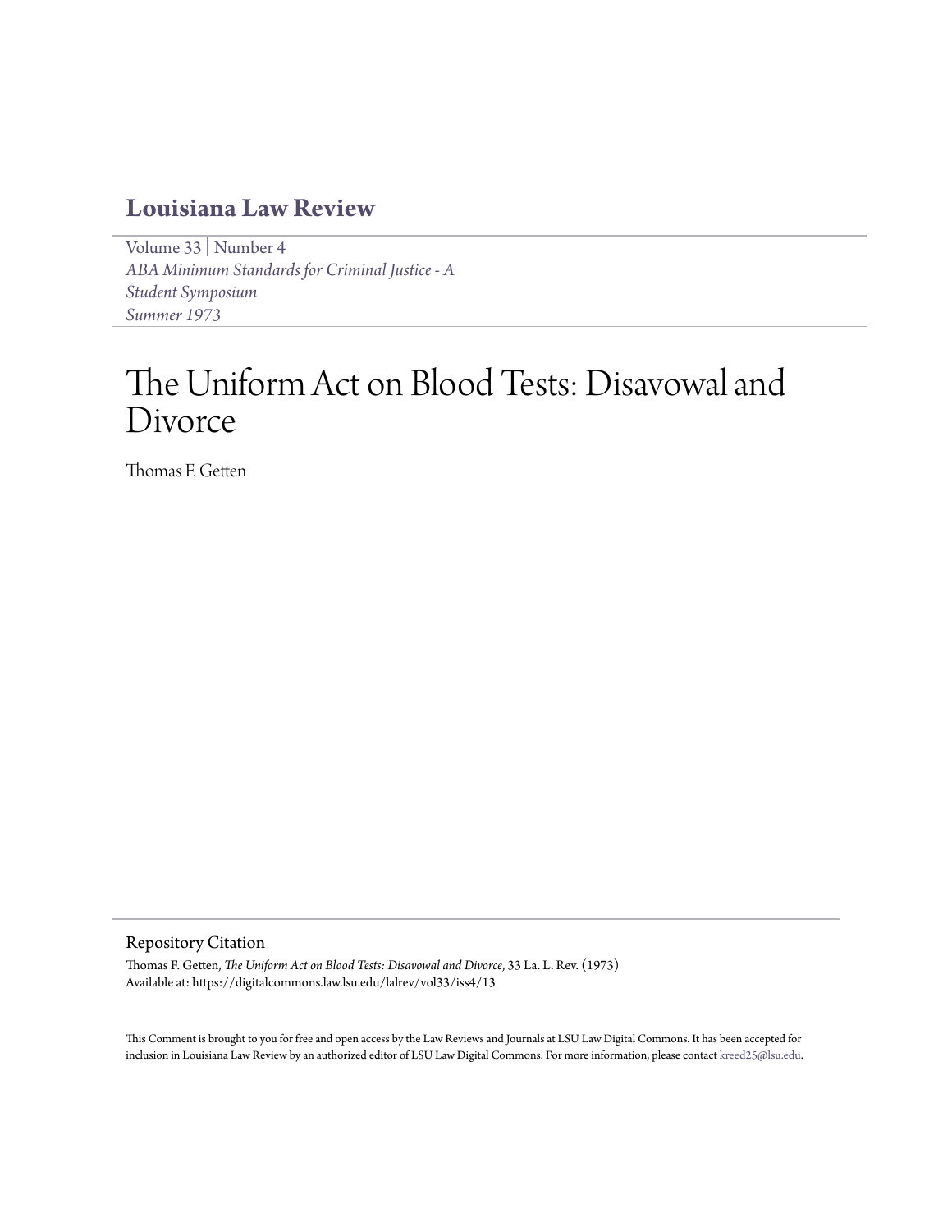# Louisiana Law Review

Volume 33 | Number 4
*ABA Minimum Standards for Criminal Justice - A Student Symposium*
*Summer 1973*

# The Uniform Act on Blood Tests: Disavowal and Divorce

Thomas F. Getten

## Repository Citation

Thomas F. Getten, *The Uniform Act on Blood Tests: Disavowal and Divorce*, 33 La. L. Rev. (1973)
Available at: https://digitalcommons.law.lsu.edu/lalrev/vol33/iss4/13

This Comment is brought to you for free and open access by the Law Reviews and Journals at LSU Law Digital Commons. It has been accepted for inclusion in Louisiana Law Review by an authorized editor of LSU Law Digital Commons. For more information, please contact kreed25@lsu.edu.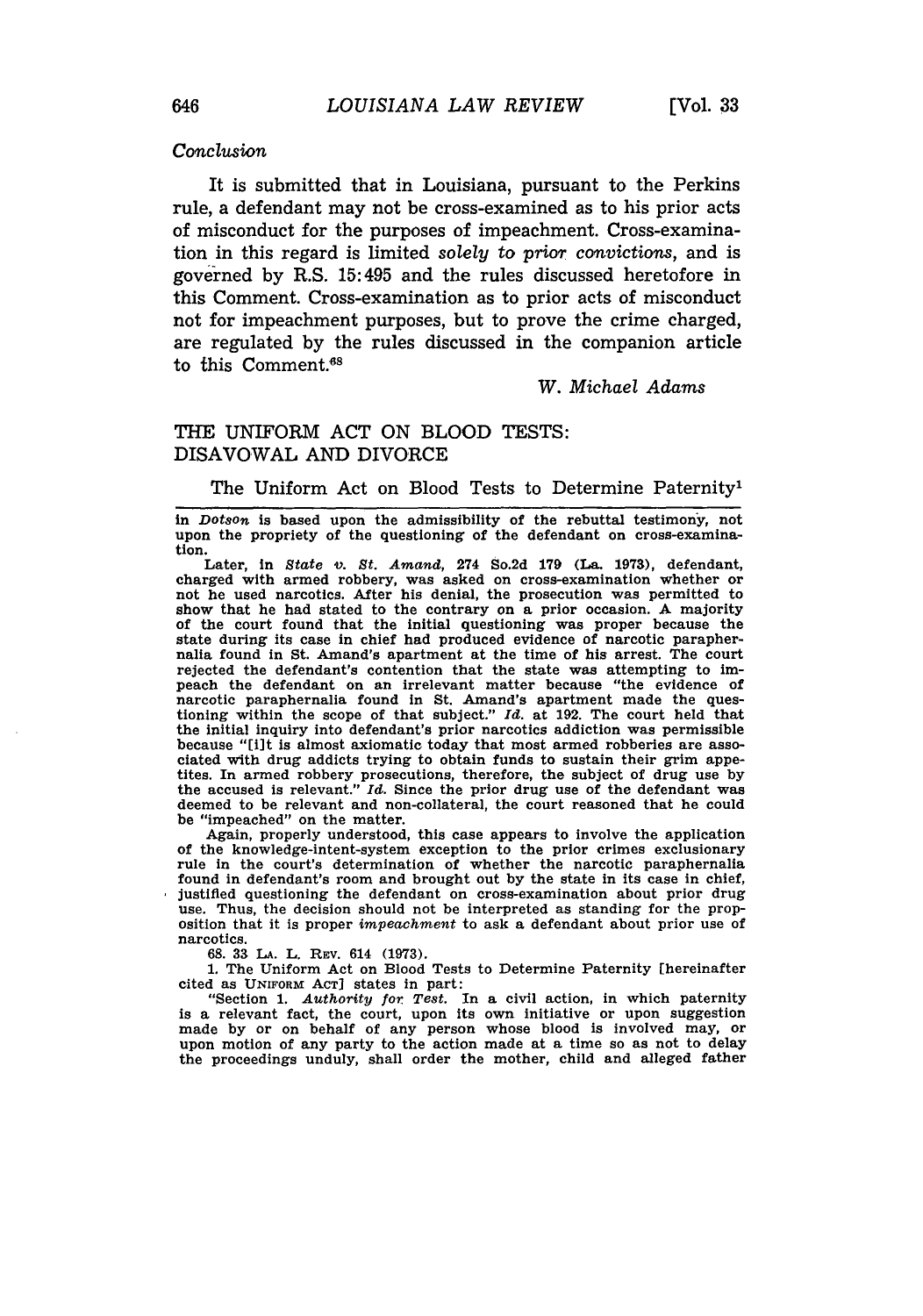*Conclusion*

It is submitted that in Louisiana, pursuant to the Perkins rule, a defendant may not be cross-examined as to his prior acts of misconduct for the purposes of impeachment. Cross-examination in this regard is limited *solely to prior convictions*, and is governed by R.S. 15:495 and the rules discussed heretofore in this Comment. Cross-examination as to prior acts of misconduct not for impeachment purposes, but to prove the crime charged, are regulated by the rules discussed in the companion article to this Comment.[68]

*W. Michael Adams*

## THE UNIFORM ACT ON BLOOD TESTS: DISAVOWAL AND DIVORCE

The Uniform Act on Blood Tests to Determine Paternity[1]

---

in *Dotson* is based upon the admissibility of the rebuttal testimony, not upon the propriety of the questioning of the defendant on cross-examination.

Later, in *State v. St. Amand*, 274 So.2d 179 (La. 1973), defendant, charged with armed robbery, was asked on cross-examination whether or not he used narcotics. After his denial, the prosecution was permitted to show that he had stated to the contrary on a prior occasion. A majority of the court found that the initial questioning was proper because the state during its case in chief had produced evidence of narcotic paraphernalia found in St. Amand's apartment at the time of his arrest. The court rejected the defendant's contention that the state was attempting to impeach the defendant on an irrelevant matter because "the evidence of narcotic paraphernalia found in St. Amand's apartment made the questioning within the scope of that subject." *Id.* at 192. The court held that the initial inquiry into defendant's prior narcotics addiction was permissible because "[i]t is almost axiomatic today that most armed robberies are associated with drug addicts trying to obtain funds to sustain their grim appetites. In armed robbery prosecutions, therefore, the subject of drug use by the accused is relevant." *Id.* Since the prior drug use of the defendant was deemed to be relevant and non-collateral, the court reasoned that he could be "impeached" on the matter.

Again, properly understood, this case appears to involve the application of the knowledge-intent-system exception to the prior crimes exclusionary rule in the court's determination of whether the narcotic paraphernalia found in defendant's room and brought out by the state in its case in chief, justified questioning the defendant on cross-examination about prior drug use. Thus, the decision should not be interpreted as standing for the proposition that it is proper *impeachment* to ask a defendant about prior use of narcotics.

68. 33 LA. L. REV. 614 (1973).

1. The Uniform Act on Blood Tests to Determine Paternity [hereinafter cited as UNIFORM ACT] states in part:

"Section 1. *Authority for Test.* In a civil action, in which paternity is a relevant fact, the court, upon its own initiative or upon suggestion made by or on behalf of any person whose blood is involved may, or upon motion of any party to the action made at a time so as not to delay the proceedings unduly, shall order the mother, child and alleged father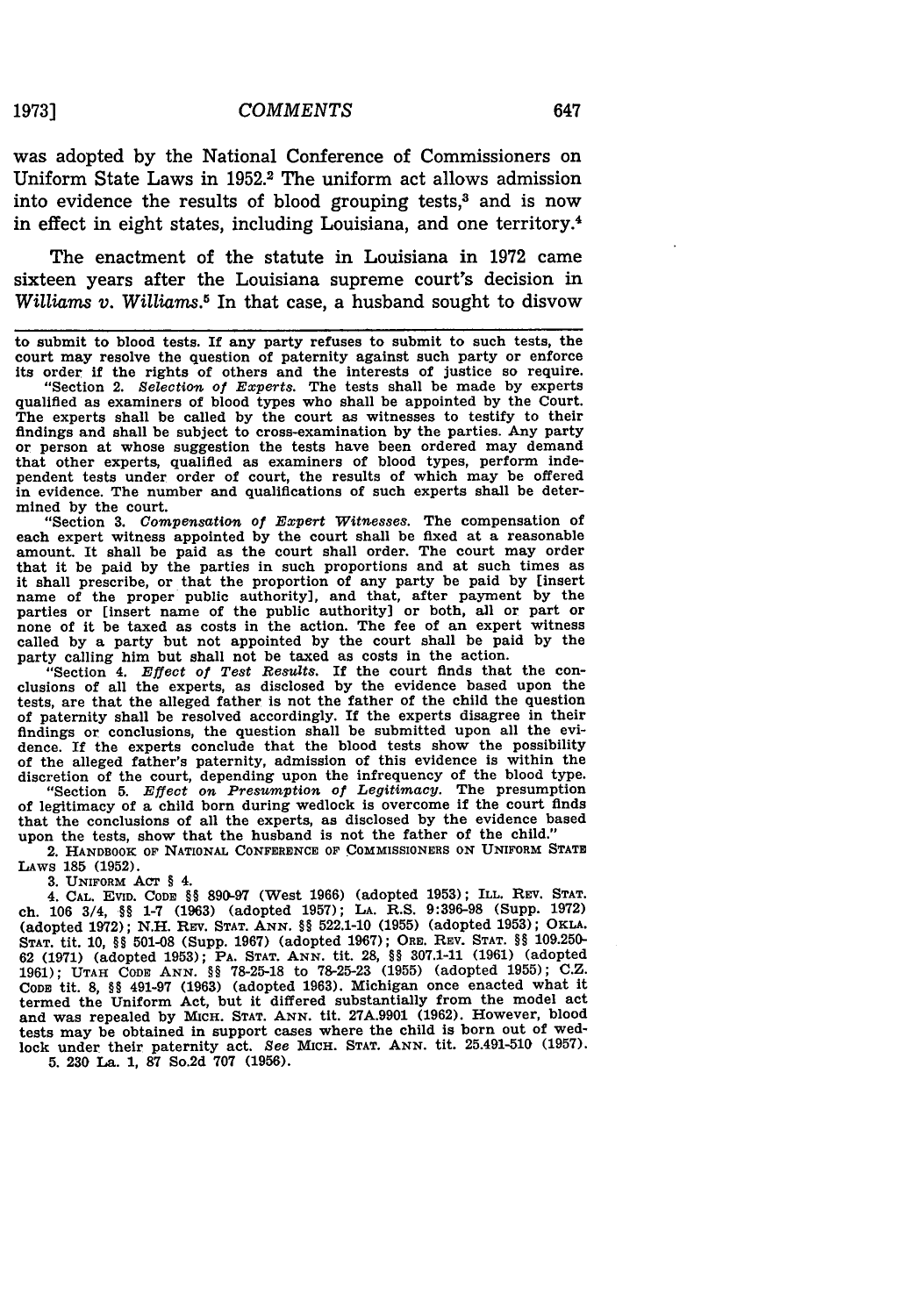was adopted by the National Conference of Commissioners on Uniform State Laws in 1952.[2] The uniform act allows admission into evidence the results of blood grouping tests,[3] and is now in effect in eight states, including Louisiana, and one territory.[4]

The enactment of the statute in Louisiana in 1972 came sixteen years after the Louisiana supreme court's decision in *Williams v. Williams*.[5] In that case, a husband sought to disvow

---

to submit to blood tests. If any party refuses to submit to such tests, the court may resolve the question of paternity against such party or enforce its order if the rights of others and the interests of justice so require.

"Section 2. *Selection of Experts.* The tests shall be made by experts qualified as examiners of blood types who shall be appointed by the Court. The experts shall be called by the court as witnesses to testify to their findings and shall be subject to cross-examination by the parties. Any party or person at whose suggestion the tests have been ordered may demand that other experts, qualified as examiners of blood types, perform independent tests under order of court, the results of which may be offered in evidence. The number and qualifications of such experts shall be determined by the court.

"Section 3. *Compensation of Expert Witnesses.* The compensation of each expert witness appointed by the court shall be fixed at a reasonable amount. It shall be paid as the court shall order. The court may order that it be paid by the parties in such proportions and at such times as it shall prescribe, or that the proportion of any party be paid by [insert name of the proper public authority], and that, after payment by the parties or [insert name of the public authority] or both, all or part or none of it be taxed as costs in the action. The fee of an expert witness called by a party but not appointed by the court shall be paid by the party calling him but shall not be taxed as costs in the action.

"Section 4. *Effect of Test Results.* If the court finds that the conclusions of all the experts, as disclosed by the evidence based upon the tests, are that the alleged father is not the father of the child the question of paternity shall be resolved accordingly. If the experts disagree in their findings or conclusions, the question shall be submitted upon all the evidence. If the experts conclude that the blood tests show the possibility of the alleged father's paternity, admission of this evidence is within the discretion of the court, depending upon the infrequency of the blood type.

"Section 5. *Effect on Presumption of Legitimacy.* The presumption of legitimacy of a child born during wedlock is overcome if the court finds that the conclusions of all the experts, as disclosed by the evidence based upon the tests, show that the husband is not the father of the child."

2. HANDBOOK OF NATIONAL CONFERENCE OF COMMISSIONERS ON UNIFORM STATE LAWS 185 (1952).

3. UNIFORM ACT § 4.

4. CAL. EVID. CODE §§ 890-97 (West 1966) (adopted 1953); ILL. REV. STAT. ch. 106 3/4, §§ 1-7 (1963) (adopted 1957); LA. R.S. 9:396-98 (Supp. 1972) (adopted 1972); N.H. REV. STAT. ANN. §§ 522.1-10 (1955) (adopted 1953); OKLA. STAT. tit. 10, §§ 501-08 (Supp. 1967) (adopted 1967); ORE. REV. STAT. §§ 109.250-62 (1971) (adopted 1953); PA. STAT. ANN. tit. 28, §§ 307.1-11 (1961) (adopted 1961); UTAH CODE ANN. §§ 78-25-18 to 78-25-23 (1955) (adopted 1955); C.Z. CODE tit. 8, §§ 491-97 (1963) (adopted 1963). Michigan once enacted what it termed the Uniform Act, but it differed substantially from the model act and was repealed by MICH. STAT. ANN. tit. 27A.9901 (1962). However, blood tests may be obtained in support cases where the child is born out of wedlock under their paternity act. *See* MICH. STAT. ANN. tit. 25.491-510 (1957).

5. 230 La. 1, 87 So.2d 707 (1956).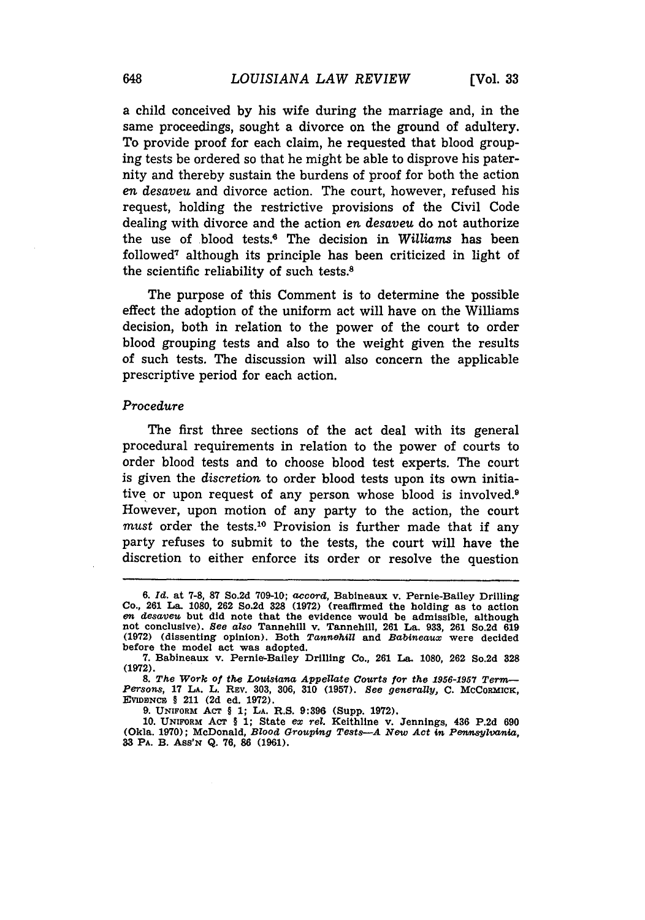a child conceived by his wife during the marriage and, in the same proceedings, sought a divorce on the ground of adultery. To provide proof for each claim, he requested that blood grouping tests be ordered so that he might be able to disprove his paternity and thereby sustain the burdens of proof for both the action *en desaveu* and divorce action. The court, however, refused his request, holding the restrictive provisions of the Civil Code dealing with divorce and the action *en desaveu* do not authorize the use of blood tests.[6] The decision in *Williams* has been followed[7] although its principle has been criticized in light of the scientific reliability of such tests.[8]

The purpose of this Comment is to determine the possible effect the adoption of the uniform act will have on the Williams decision, both in relation to the power of the court to order blood grouping tests and also to the weight given the results of such tests. The discussion will also concern the applicable prescriptive period for each action.

### *Procedure*

The first three sections of the act deal with its general procedural requirements in relation to the power of courts to order blood tests and to choose blood test experts. The court is given the *discretion* to order blood tests upon its own initiative or upon request of any person whose blood is involved.[9] However, upon motion of any party to the action, the court *must* order the tests.[10] Provision is further made that if any party refuses to submit to the tests, the court will have the discretion to either enforce its order or resolve the question

---

6. *Id.* at 7-8, 87 So.2d 709-10; *accord*, Babineaux v. Pernie-Bailey Drilling Co., 261 La. 1080, 262 So.2d 328 (1972) (reaffirmed the holding as to action *en desaveu* but did note that the evidence would be admissible, although not conclusive). *See also* Tannehill v. Tannehill, 261 La. 933, 261 So.2d 619 (1972) (dissenting opinion). Both *Tannehill* and *Babineaux* were decided before the model act was adopted.

7. Babineaux v. Pernie-Bailey Drilling Co., 261 La. 1080, 262 So.2d 328 (1972).

8. *The Work of the Louisiana Appellate Courts for the 1956-1957 Term—Persons*, 17 LA. L. REV. 303, 306, 310 (1957). *See generally*, C. MCCORMICK, EVIDENCE § 211 (2d ed. 1972).

9. UNIFORM ACT § 1; LA. R.S. 9:396 (Supp. 1972).

10. UNIFORM ACT § 1; State *ex rel.* Keithline v. Jennings, 436 P.2d 690 (Okla. 1970); McDonald, *Blood Grouping Tests—A New Act in Pennsylvania*, 33 PA. B. ASS'N Q. 76, 86 (1961).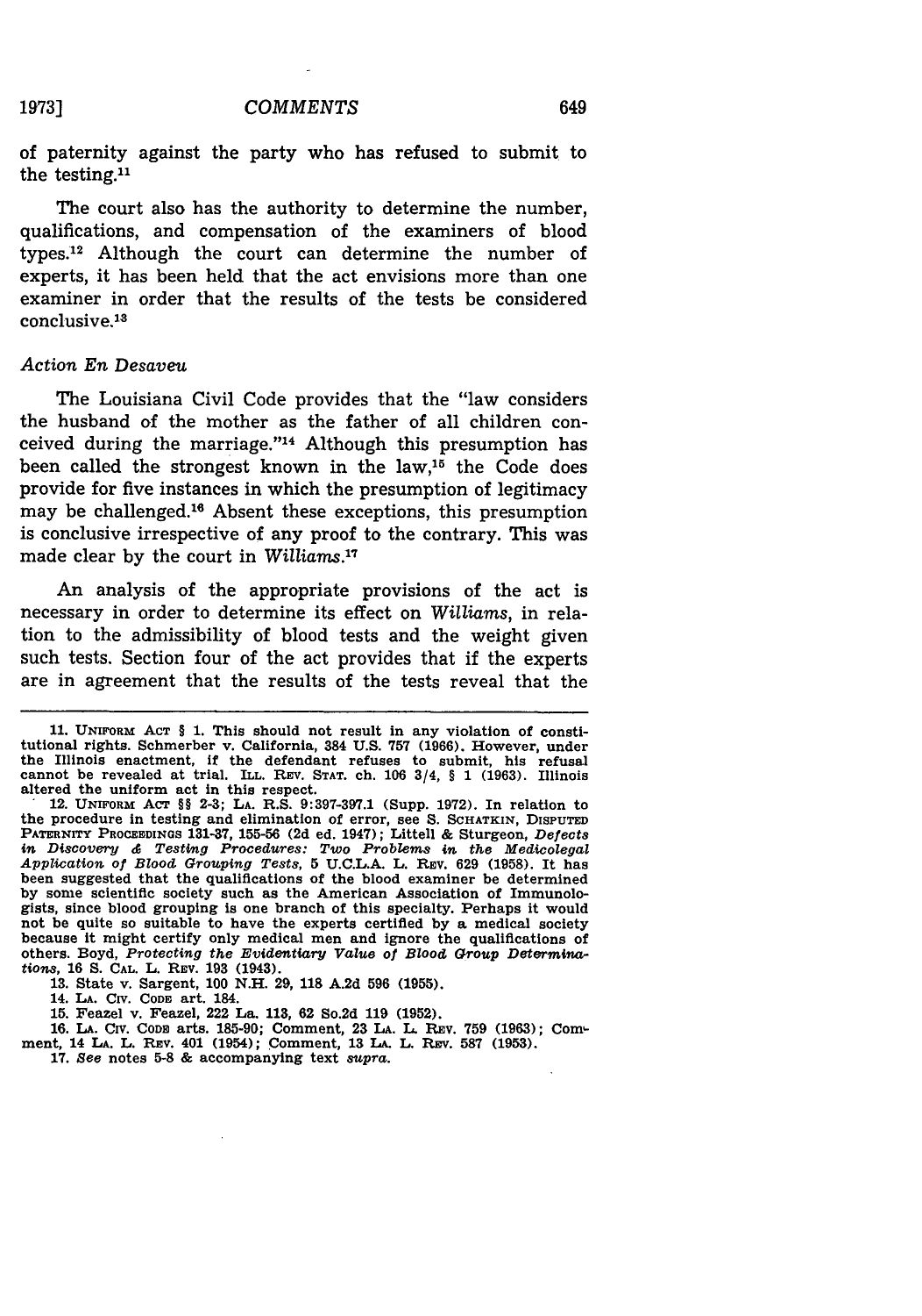of paternity against the party who has refused to submit to the testing.[11]

The court also has the authority to determine the number, qualifications, and compensation of the examiners of blood types.[12] Although the court can determine the number of experts, it has been held that the act envisions more than one examiner in order that the results of the tests be considered conclusive.[13]

*Action En Desaveu*

The Louisiana Civil Code provides that the "law considers the husband of the mother as the father of all children conceived during the marriage."[14] Although this presumption has been called the strongest known in the law,[15] the Code does provide for five instances in which the presumption of legitimacy may be challenged.[16] Absent these exceptions, this presumption is conclusive irrespective of any proof to the contrary. This was made clear by the court in *Williams*.[17]

An analysis of the appropriate provisions of the act is necessary in order to determine its effect on *Williams*, in relation to the admissibility of blood tests and the weight given such tests. Section four of the act provides that if the experts are in agreement that the results of the tests reveal that the

---

11. UNIFORM ACT § 1. This should not result in any violation of constitutional rights. Schmerber v. California, 384 U.S. 757 (1966). However, under the Illinois enactment, if the defendant refuses to submit, his refusal cannot be revealed at trial. ILL. REV. STAT. ch. 106 3/4, § 1 (1963). Illinois altered the uniform act in this respect.

12. UNIFORM ACT §§ 2-3; LA. R.S. 9:397-397.1 (Supp. 1972). In relation to the procedure in testing and elimination of error, see S. SCHATKIN, DISPUTED PATERNITY PROCEEDINGS 131-37, 155-56 (2d ed. 1947); Littell & Sturgeon, *Defects in Discovery & Testing Procedures: Two Problems in the Medicolegal Application of Blood Grouping Tests*, 5 U.C.L.A. L. REV. 629 (1958). It has been suggested that the qualifications of the blood examiner be determined by some scientific society such as the American Association of Immunologists, since blood grouping is one branch of this specialty. Perhaps it would not be quite so suitable to have the experts certified by a medical society because it might certify only medical men and ignore the qualifications of others. Boyd, *Protecting the Evidentiary Value of Blood Group Determinations*, 16 S. CAL. L. REV. 193 (1943).

13. State v. Sargent, 100 N.H. 29, 118 A.2d 596 (1955).

14. LA. CIV. CODE art. 184.

15. Feazel v. Feazel, 222 La. 113, 62 So.2d 119 (1952).

16. LA. CIV. CODE arts. 185-90; Comment, 23 LA. L. REV. 759 (1963); Comment, 14 LA. L. REV. 401 (1954); Comment, 13 LA. L. REV. 587 (1953).

17. *See* notes 5-8 & accompanying text *supra*.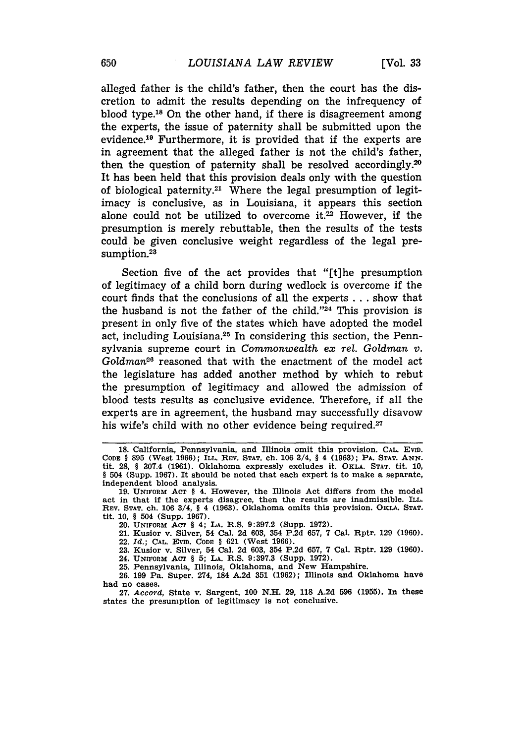alleged father is the child's father, then the court has the discretion to admit the results depending on the infrequency of blood type.[18] On the other hand, if there is disagreement among the experts, the issue of paternity shall be submitted upon the evidence.[19] Furthermore, it is provided that if the experts are in agreement that the alleged father is not the child's father, then the question of paternity shall be resolved accordingly.[20] It has been held that this provision deals only with the question of biological paternity.[21] Where the legal presumption of legitimacy is conclusive, as in Louisiana, it appears this section alone could not be utilized to overcome it.[22] However, if the presumption is merely rebuttable, then the results of the tests could be given conclusive weight regardless of the legal presumption.[23]

Section five of the act provides that "[t]he presumption of legitimacy of a child born during wedlock is overcome if the court finds that the conclusions of all the experts . . . show that the husband is not the father of the child."[24] This provision is present in only five of the states which have adopted the model act, including Louisiana.[25] In considering this section, the Pennsylvania supreme court in *Commonwealth ex rel. Goldman v. Goldman*[26] reasoned that with the enactment of the model act the legislature has added another method by which to rebut the presumption of legitimacy and allowed the admission of blood tests results as conclusive evidence. Therefore, if all the experts are in agreement, the husband may successfully disavow his wife's child with no other evidence being required.[27]

---

18. California, Pennsylvania, and Illinois omit this provision. CAL. EVID. CODE § 895 (West 1966); ILL. REV. STAT. ch. 106 3/4, § 4 (1963); PA. STAT. ANN. tit. 28, § 307.4 (1961). Oklahoma expressly excludes it. OKLA. STAT. tit. 10, § 504 (Supp. 1967). It should be noted that each expert is to make a separate, independent blood analysis.

19. UNIFORM ACT § 4. However, the Illinois Act differs from the model act in that if the experts disagree, then the results are inadmissible. ILL. REV. STAT. ch. 106 3/4, § 4 (1963). Oklahoma omits this provision. OKLA. STAT. tit. 10, § 504 (Supp. 1967).

20. UNIFORM ACT § 4; LA. R.S. 9:397.2 (Supp. 1972).

21. Kusior v. Silver, 54 Cal. 2d 603, 354 P.2d 657, 7 Cal. Rptr. 129 (1960).

22. *Id.*; CAL. EVID. CODE § 621 (West 1966).

23. Kusior v. Silver, 54 Cal. 2d 603, 354 P.2d 657, 7 Cal. Rptr. 129 (1960).

24. UNIFORM ACT § 5; LA. R.S. 9:397.3 (Supp. 1972).

25. Pennsylvania, Illinois, Oklahoma, and New Hampshire.

26. 199 Pa. Super. 274, 184 A.2d 351 (1962); Illinois and Oklahoma have had no cases.

27. *Accord*, State v. Sargent, 100 N.H. 29, 118 A.2d 596 (1955). In these states the presumption of legitimacy is not conclusive.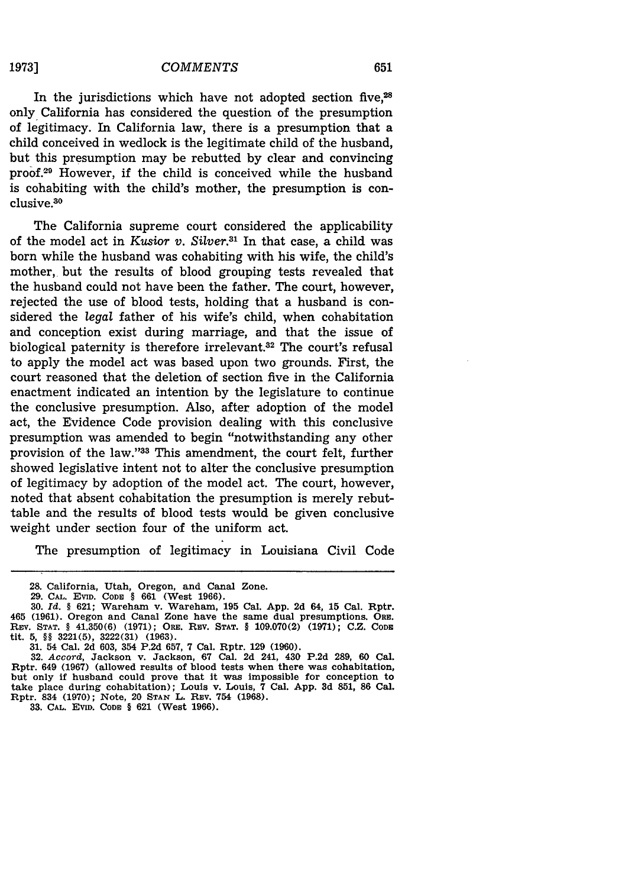In the jurisdictions which have not adopted section five,[28] only California has considered the question of the presumption of legitimacy. In California law, there is a presumption that a child conceived in wedlock is the legitimate child of the husband, but this presumption may be rebutted by clear and convincing proof.[29] However, if the child is conceived while the husband is cohabiting with the child's mother, the presumption is conclusive.[30]

The California supreme court considered the applicability of the model act in *Kusior v. Silver*.[31] In that case, a child was born while the husband was cohabiting with his wife, the child's mother, but the results of blood grouping tests revealed that the husband could not have been the father. The court, however, rejected the use of blood tests, holding that a husband is considered the *legal* father of his wife's child, when cohabitation and conception exist during marriage, and that the issue of biological paternity is therefore irrelevant.[32] The court's refusal to apply the model act was based upon two grounds. First, the court reasoned that the deletion of section five in the California enactment indicated an intention by the legislature to continue the conclusive presumption. Also, after adoption of the model act, the Evidence Code provision dealing with this conclusive presumption was amended to begin "notwithstanding any other provision of the law."[33] This amendment, the court felt, further showed legislative intent not to alter the conclusive presumption of legitimacy by adoption of the model act. The court, however, noted that absent cohabitation the presumption is merely rebuttable and the results of blood tests would be given conclusive weight under section four of the uniform act.

The presumption of legitimacy in Louisiana Civil Code

---

28. California, Utah, Oregon, and Canal Zone.

29. CAL. EVID. CODE § 661 (West 1966).

30. *Id.* § 621; Wareham v. Wareham, 195 Cal. App. 2d 64, 15 Cal. Rptr. 465 (1961). Oregon and Canal Zone have the same dual presumptions. ORE. REV. STAT. § 41.350(6) (1971); ORE. REV. STAT. § 109.070(2) (1971); C.Z. CODE tit. 5, §§ 3221(5), 3222(31) (1963).

31. 54 Cal. 2d 603, 354 P.2d 657, 7 Cal. Rptr. 129 (1960).

32. *Accord*, Jackson v. Jackson, 67 Cal. 2d 241, 430 P.2d 289, 60 Cal. Rptr. 649 (1967) (allowed results of blood tests when there was cohabitation, but only if husband could prove that it was impossible for conception to take place during cohabitation); Louis v. Louis, 7 Cal. App. 3d 851, 86 Cal. Rptr. 834 (1970); Note, 20 STAN L. REV. 754 (1968).

33. CAL. EVID. CODE § 621 (West 1966).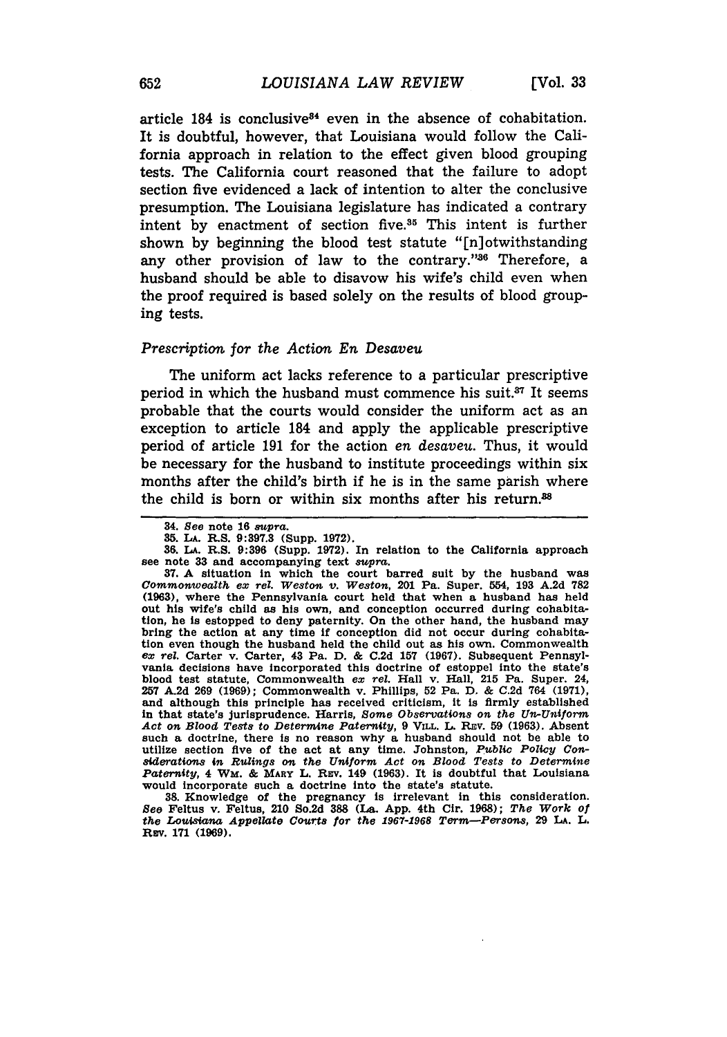article 184 is conclusive[34] even in the absence of cohabitation. It is doubtful, however, that Louisiana would follow the California approach in relation to the effect given blood grouping tests. The California court reasoned that the failure to adopt section five evidenced a lack of intention to alter the conclusive presumption. The Louisiana legislature has indicated a contrary intent by enactment of section five.[35] This intent is further shown by beginning the blood test statute "[n]otwithstanding any other provision of law to the contrary."[36] Therefore, a husband should be able to disavow his wife's child even when the proof required is based solely on the results of blood grouping tests.

### *Prescription for the Action En Desaveu*

The uniform act lacks reference to a particular prescriptive period in which the husband must commence his suit.[37] It seems probable that the courts would consider the uniform act as an exception to article 184 and apply the applicable prescriptive period of article 191 for the action *en desaveu*. Thus, it would be necessary for the husband to institute proceedings within six months after the child's birth if he is in the same parish where the child is born or within six months after his return.[38]

---

34. *See* note 16 *supra*.

35. LA. R.S. 9:397.3 (Supp. 1972).

36. LA. R.S. 9:396 (Supp. 1972). In relation to the California approach see note 33 and accompanying text *supra*.

37. A situation in which the court barred suit by the husband was *Commonwealth ex rel. Weston v. Weston*, 201 Pa. Super. 554, 193 A.2d 782 (1963), where the Pennsylvania court held that when a husband has held out his wife's child as his own, and conception occurred during cohabitation, he is estopped to deny paternity. On the other hand, the husband may bring the action at any time if conception did not occur during cohabitation even though the husband held the child out as his own. Commonwealth *ex rel.* Carter v. Carter, 43 Pa. D. & C.2d 157 (1967). Subsequent Pennsylvania decisions have incorporated this doctrine of estoppel into the state's blood test statute, Commonwealth *ex rel.* Hall v. Hall, 215 Pa. Super. 24, 257 A.2d 269 (1969); Commonwealth v. Phillips, 52 Pa. D. & C.2d 764 (1971), and although this principle has received criticism, it is firmly established in that state's jurisprudence. Harris, *Some Observations on the Un-Uniform Act on Blood Tests to Determine Paternity*, 9 VILL. L. REV. 59 (1963). Absent such a doctrine, there is no reason why a husband should not be able to utilize section five of the act at any time. Johnston, *Public Policy Considerations in Rulings on the Uniform Act on Blood Tests to Determine Paternity*, 4 WM. & MARY L. REV. 149 (1963). It is doubtful that Louisiana would incorporate such a doctrine into the state's statute.

38. Knowledge of the pregnancy is irrelevant in this consideration. *See* Feltus v. Feltus, 210 So.2d 388 (La. App. 4th Cir. 1968); *The Work of the Louisiana Appellate Courts for the 1967-1968 Term—Persons*, 29 LA. L. REV. 171 (1969).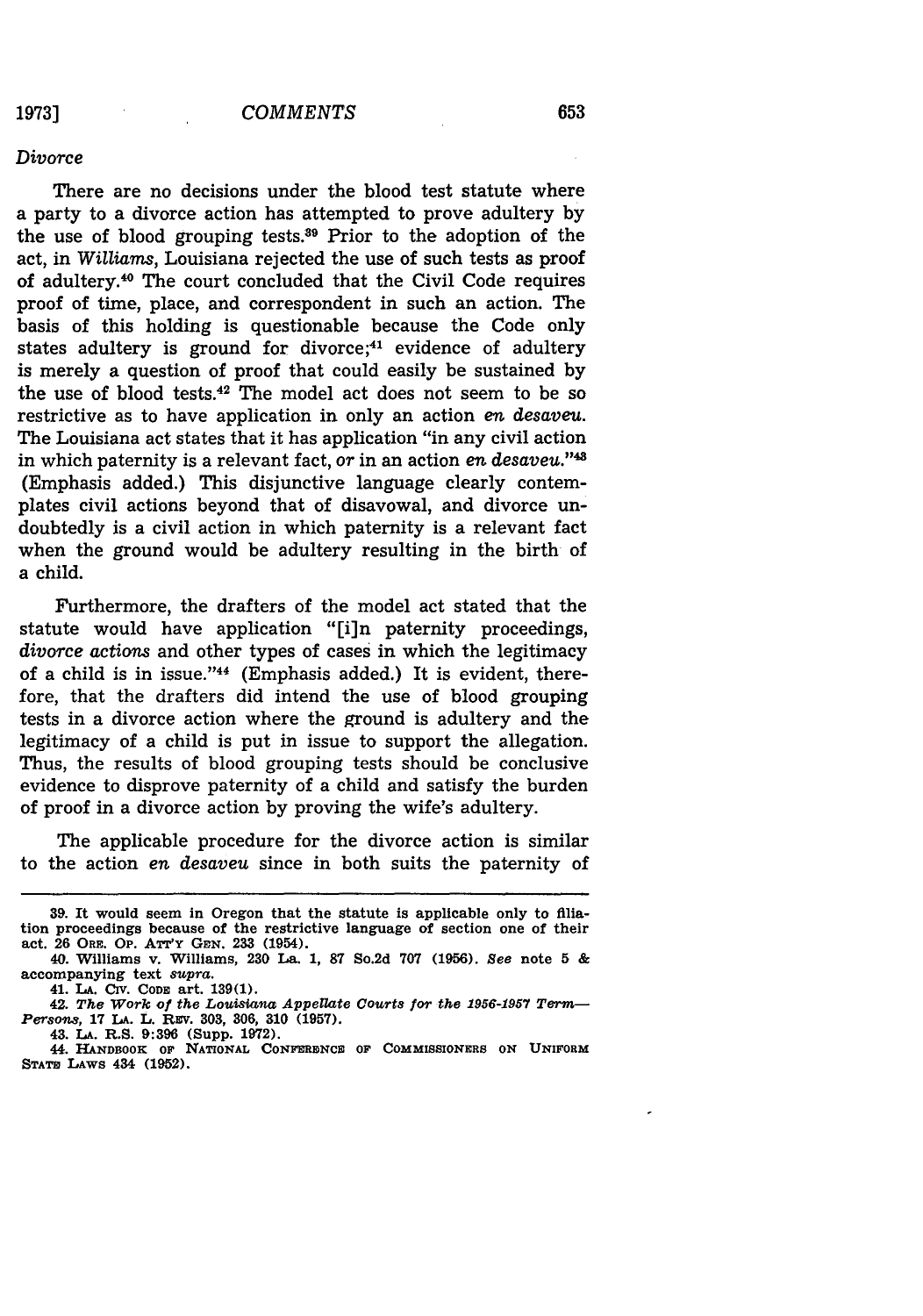*Divorce*

There are no decisions under the blood test statute where a party to a divorce action has attempted to prove adultery by the use of blood grouping tests.[39] Prior to the adoption of the act, in *Williams*, Louisiana rejected the use of such tests as proof of adultery.[40] The court concluded that the Civil Code requires proof of time, place, and correspondent in such an action. The basis of this holding is questionable because the Code only states adultery is ground for divorce;[41] evidence of adultery is merely a question of proof that could easily be sustained by the use of blood tests.[42] The model act does not seem to be so restrictive as to have application in only an action *en desaveu*. The Louisiana act states that it has application "in any civil action in which paternity is a relevant fact, *or* in an action *en desaveu*."[43] (Emphasis added.) This disjunctive language clearly contemplates civil actions beyond that of disavowal, and divorce undoubtedly is a civil action in which paternity is a relevant fact when the ground would be adultery resulting in the birth of a child.

Furthermore, the drafters of the model act stated that the statute would have application "[i]n paternity proceedings, *divorce actions* and other types of cases in which the legitimacy of a child is in issue."[44] (Emphasis added.) It is evident, therefore, that the drafters did intend the use of blood grouping tests in a divorce action where the ground is adultery and the legitimacy of a child is put in issue to support the allegation. Thus, the results of blood grouping tests should be conclusive evidence to disprove paternity of a child and satisfy the burden of proof in a divorce action by proving the wife's adultery.

The applicable procedure for the divorce action is similar to the action *en desaveu* since in both suits the paternity of

---

39. It would seem in Oregon that the statute is applicable only to filiation proceedings because of the restrictive language of section one of their act. 26 ORE. OP. ATT'Y GEN. 233 (1954).

40. Williams v. Williams, 230 La. 1, 87 So.2d 707 (1956). *See* note 5 & accompanying text *supra*.

41. LA. CIV. CODE art. 139(1).

42. *The Work of the Louisiana Appellate Courts for the 1956-1957 Term—Persons*, 17 LA. L. REV. 303, 306, 310 (1957).

43. LA. R.S. 9:396 (Supp. 1972).

44. HANDBOOK OF NATIONAL CONFERENCE OF COMMISSIONERS ON UNIFORM STATE LAWS 434 (1952).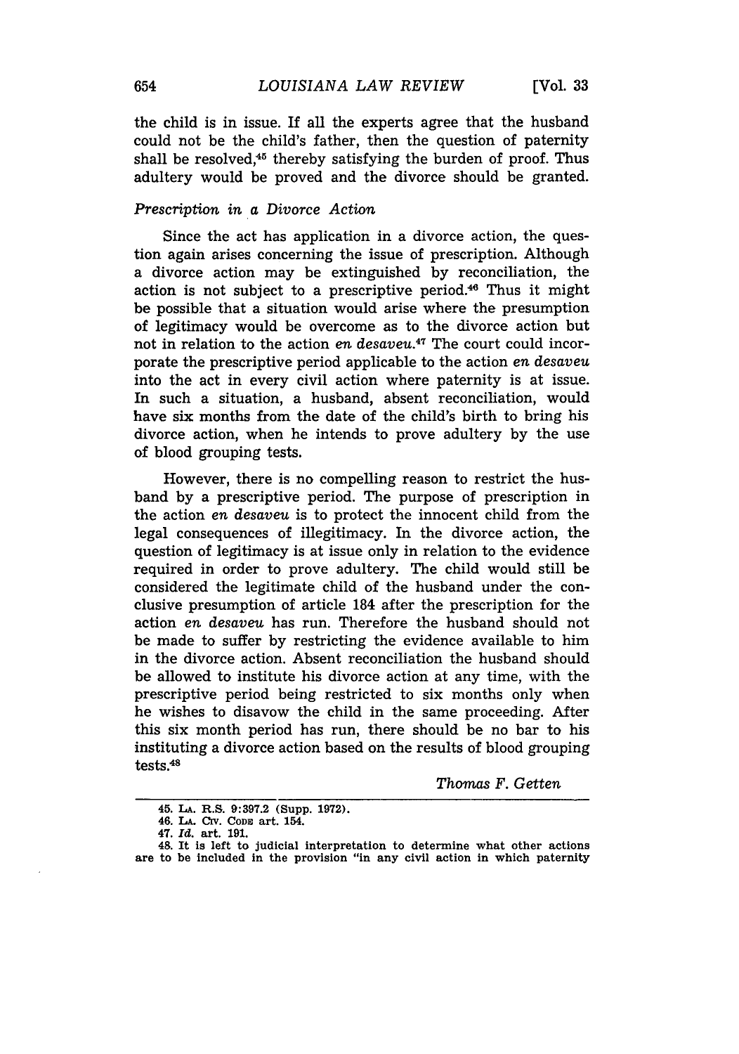the child is in issue. If all the experts agree that the husband could not be the child's father, then the question of paternity shall be resolved,[45] thereby satisfying the burden of proof. Thus adultery would be proved and the divorce should be granted.

*Prescription in a Divorce Action*

Since the act has application in a divorce action, the question again arises concerning the issue of prescription. Although a divorce action may be extinguished by reconciliation, the action is not subject to a prescriptive period.[46] Thus it might be possible that a situation would arise where the presumption of legitimacy would be overcome as to the divorce action but not in relation to the action *en desaveu*.[47] The court could incorporate the prescriptive period applicable to the action *en desaveu* into the act in every civil action where paternity is at issue. In such a situation, a husband, absent reconciliation, would have six months from the date of the child's birth to bring his divorce action, when he intends to prove adultery by the use of blood grouping tests.

However, there is no compelling reason to restrict the husband by a prescriptive period. The purpose of prescription in the action *en desaveu* is to protect the innocent child from the legal consequences of illegitimacy. In the divorce action, the question of legitimacy is at issue only in relation to the evidence required in order to prove adultery. The child would still be considered the legitimate child of the husband under the conclusive presumption of article 184 after the prescription for the action *en desaveu* has run. Therefore the husband should not be made to suffer by restricting the evidence available to him in the divorce action. Absent reconciliation the husband should be allowed to institute his divorce action at any time, with the prescriptive period being restricted to six months only when he wishes to disavow the child in the same proceeding. After this six month period has run, there should be no bar to his instituting a divorce action based on the results of blood grouping tests.[48]

*Thomas F. Getten*

---

45. LA. R.S. 9:397.2 (Supp. 1972).

46. LA. CIV. CODE art. 154.

47. *Id.* art. 191.

48. It is left to judicial interpretation to determine what other actions are to be included in the provision "in any civil action in which paternity